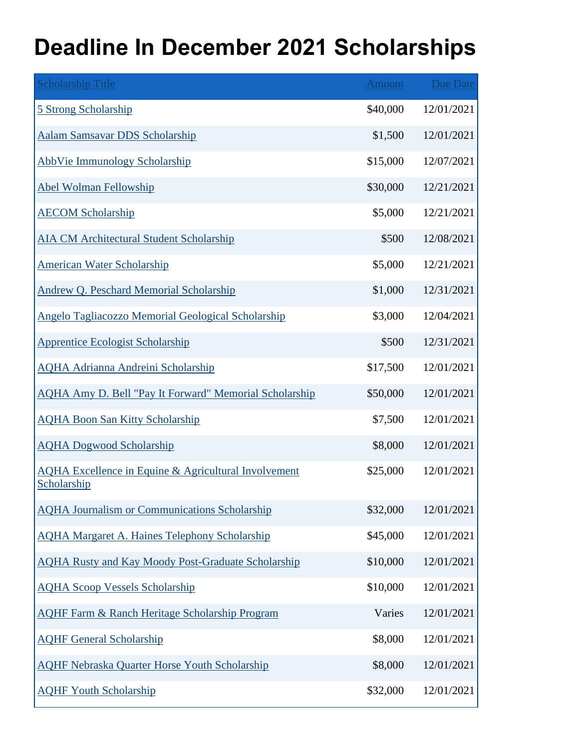# Deadline In December 2021 Scholarships

| Scholarship Title | Amount | Due Date |
|---|---|---|
| 5 Strong Scholarship | $40,000 | 12/01/2021 |
| Aalam Samsavar DDS Scholarship | $1,500 | 12/01/2021 |
| AbbVie Immunology Scholarship | $15,000 | 12/07/2021 |
| Abel Wolman Fellowship | $30,000 | 12/21/2021 |
| AECOM Scholarship | $5,000 | 12/21/2021 |
| AIA CM Architectural Student Scholarship | $500 | 12/08/2021 |
| American Water Scholarship | $5,000 | 12/21/2021 |
| Andrew Q. Peschard Memorial Scholarship | $1,000 | 12/31/2021 |
| Angelo Tagliacozzo Memorial Geological Scholarship | $3,000 | 12/04/2021 |
| Apprentice Ecologist Scholarship | $500 | 12/31/2021 |
| AQHA Adrianna Andreini Scholarship | $17,500 | 12/01/2021 |
| AQHA Amy D. Bell "Pay It Forward" Memorial Scholarship | $50,000 | 12/01/2021 |
| AQHA Boon San Kitty Scholarship | $7,500 | 12/01/2021 |
| AQHA Dogwood Scholarship | $8,000 | 12/01/2021 |
| AQHA Excellence in Equine & Agricultural Involvement Scholarship | $25,000 | 12/01/2021 |
| AQHA Journalism or Communications Scholarship | $32,000 | 12/01/2021 |
| AQHA Margaret A. Haines Telephony Scholarship | $45,000 | 12/01/2021 |
| AQHA Rusty and Kay Moody Post-Graduate Scholarship | $10,000 | 12/01/2021 |
| AQHA Scoop Vessels Scholarship | $10,000 | 12/01/2021 |
| AQHF Farm & Ranch Heritage Scholarship Program | Varies | 12/01/2021 |
| AQHF General Scholarship | $8,000 | 12/01/2021 |
| AQHF Nebraska Quarter Horse Youth Scholarship | $8,000 | 12/01/2021 |
| AQHF Youth Scholarship | $32,000 | 12/01/2021 |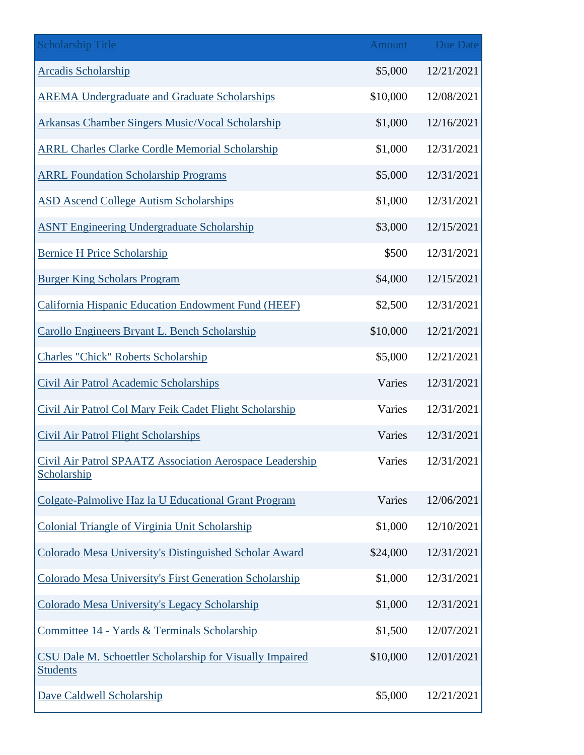| Scholarship Title | Amount | Due Date |
| --- | --- | --- |
| Arcadis Scholarship | $5,000 | 12/21/2021 |
| AREMA Undergraduate and Graduate Scholarships | $10,000 | 12/08/2021 |
| Arkansas Chamber Singers Music/Vocal Scholarship | $1,000 | 12/16/2021 |
| ARRL Charles Clarke Cordle Memorial Scholarship | $1,000 | 12/31/2021 |
| ARRL Foundation Scholarship Programs | $5,000 | 12/31/2021 |
| ASD Ascend College Autism Scholarships | $1,000 | 12/31/2021 |
| ASNT Engineering Undergraduate Scholarship | $3,000 | 12/15/2021 |
| Bernice H Price Scholarship | $500 | 12/31/2021 |
| Burger King Scholars Program | $4,000 | 12/15/2021 |
| California Hispanic Education Endowment Fund (HEEF) | $2,500 | 12/31/2021 |
| Carollo Engineers Bryant L. Bench Scholarship | $10,000 | 12/21/2021 |
| Charles "Chick" Roberts Scholarship | $5,000 | 12/21/2021 |
| Civil Air Patrol Academic Scholarships | Varies | 12/31/2021 |
| Civil Air Patrol Col Mary Feik Cadet Flight Scholarship | Varies | 12/31/2021 |
| Civil Air Patrol Flight Scholarships | Varies | 12/31/2021 |
| Civil Air Patrol SPAATZ Association Aerospace Leadership Scholarship | Varies | 12/31/2021 |
| Colgate-Palmolive Haz la U Educational Grant Program | Varies | 12/06/2021 |
| Colonial Triangle of Virginia Unit Scholarship | $1,000 | 12/10/2021 |
| Colorado Mesa University's Distinguished Scholar Award | $24,000 | 12/31/2021 |
| Colorado Mesa University's First Generation Scholarship | $1,000 | 12/31/2021 |
| Colorado Mesa University's Legacy Scholarship | $1,000 | 12/31/2021 |
| Committee 14 - Yards & Terminals Scholarship | $1,500 | 12/07/2021 |
| CSU Dale M. Schoettler Scholarship for Visually Impaired Students | $10,000 | 12/01/2021 |
| Dave Caldwell Scholarship | $5,000 | 12/21/2021 |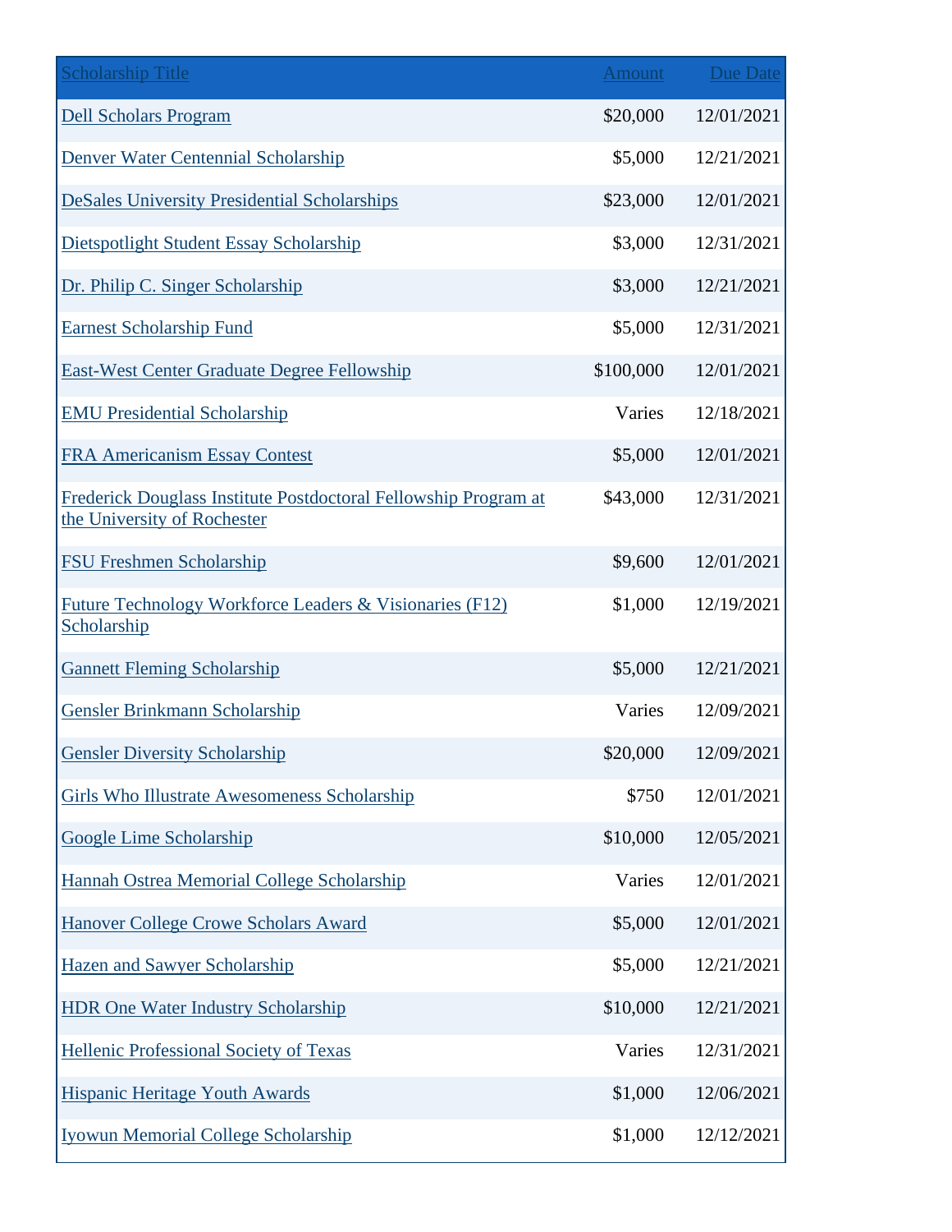| Scholarship Title | Amount | Due Date |
|---|---|---|
| Dell Scholars Program | $20,000 | 12/01/2021 |
| Denver Water Centennial Scholarship | $5,000 | 12/21/2021 |
| DeSales University Presidential Scholarships | $23,000 | 12/01/2021 |
| Dietspotlight Student Essay Scholarship | $3,000 | 12/31/2021 |
| Dr. Philip C. Singer Scholarship | $3,000 | 12/21/2021 |
| Earnest Scholarship Fund | $5,000 | 12/31/2021 |
| East-West Center Graduate Degree Fellowship | $100,000 | 12/01/2021 |
| EMU Presidential Scholarship | Varies | 12/18/2021 |
| FRA Americanism Essay Contest | $5,000 | 12/01/2021 |
| Frederick Douglass Institute Postdoctoral Fellowship Program at the University of Rochester | $43,000 | 12/31/2021 |
| FSU Freshmen Scholarship | $9,600 | 12/01/2021 |
| Future Technology Workforce Leaders & Visionaries (F12) Scholarship | $1,000 | 12/19/2021 |
| Gannett Fleming Scholarship | $5,000 | 12/21/2021 |
| Gensler Brinkmann Scholarship | Varies | 12/09/2021 |
| Gensler Diversity Scholarship | $20,000 | 12/09/2021 |
| Girls Who Illustrate Awesomeness Scholarship | $750 | 12/01/2021 |
| Google Lime Scholarship | $10,000 | 12/05/2021 |
| Hannah Ostrea Memorial College Scholarship | Varies | 12/01/2021 |
| Hanover College Crowe Scholars Award | $5,000 | 12/01/2021 |
| Hazen and Sawyer Scholarship | $5,000 | 12/21/2021 |
| HDR One Water Industry Scholarship | $10,000 | 12/21/2021 |
| Hellenic Professional Society of Texas | Varies | 12/31/2021 |
| Hispanic Heritage Youth Awards | $1,000 | 12/06/2021 |
| Iyowun Memorial College Scholarship | $1,000 | 12/12/2021 |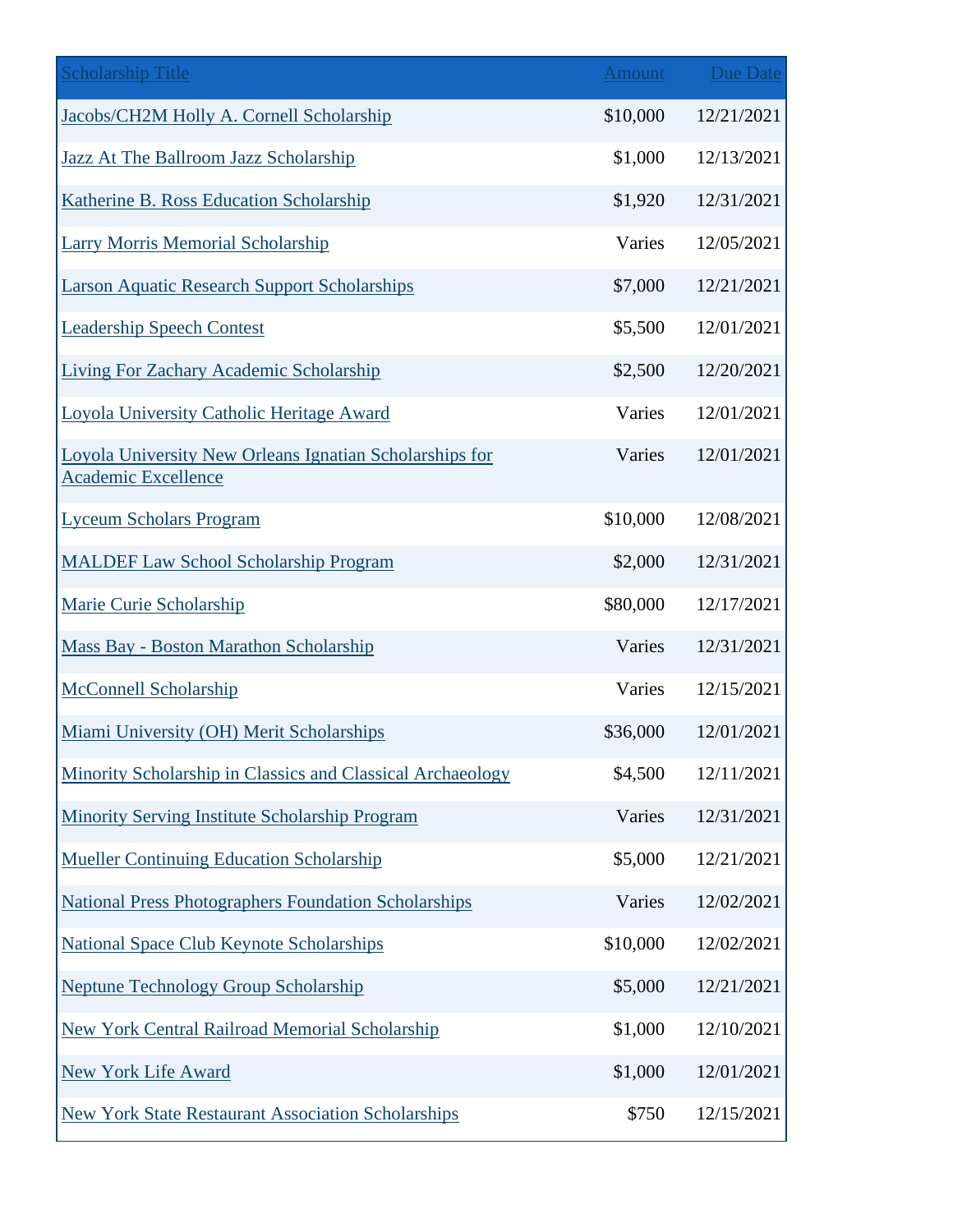| Scholarship Title | Amount | Due Date |
|---|---|---|
| Jacobs/CH2M Holly A. Cornell Scholarship | $10,000 | 12/21/2021 |
| Jazz At The Ballroom Jazz Scholarship | $1,000 | 12/13/2021 |
| Katherine B. Ross Education Scholarship | $1,920 | 12/31/2021 |
| Larry Morris Memorial Scholarship | Varies | 12/05/2021 |
| Larson Aquatic Research Support Scholarships | $7,000 | 12/21/2021 |
| Leadership Speech Contest | $5,500 | 12/01/2021 |
| Living For Zachary Academic Scholarship | $2,500 | 12/20/2021 |
| Loyola University Catholic Heritage Award | Varies | 12/01/2021 |
| Loyola University New Orleans Ignatian Scholarships for Academic Excellence | Varies | 12/01/2021 |
| Lyceum Scholars Program | $10,000 | 12/08/2021 |
| MALDEF Law School Scholarship Program | $2,000 | 12/31/2021 |
| Marie Curie Scholarship | $80,000 | 12/17/2021 |
| Mass Bay - Boston Marathon Scholarship | Varies | 12/31/2021 |
| McConnell Scholarship | Varies | 12/15/2021 |
| Miami University (OH) Merit Scholarships | $36,000 | 12/01/2021 |
| Minority Scholarship in Classics and Classical Archaeology | $4,500 | 12/11/2021 |
| Minority Serving Institute Scholarship Program | Varies | 12/31/2021 |
| Mueller Continuing Education Scholarship | $5,000 | 12/21/2021 |
| National Press Photographers Foundation Scholarships | Varies | 12/02/2021 |
| National Space Club Keynote Scholarships | $10,000 | 12/02/2021 |
| Neptune Technology Group Scholarship | $5,000 | 12/21/2021 |
| New York Central Railroad Memorial Scholarship | $1,000 | 12/10/2021 |
| New York Life Award | $1,000 | 12/01/2021 |
| New York State Restaurant Association Scholarships | $750 | 12/15/2021 |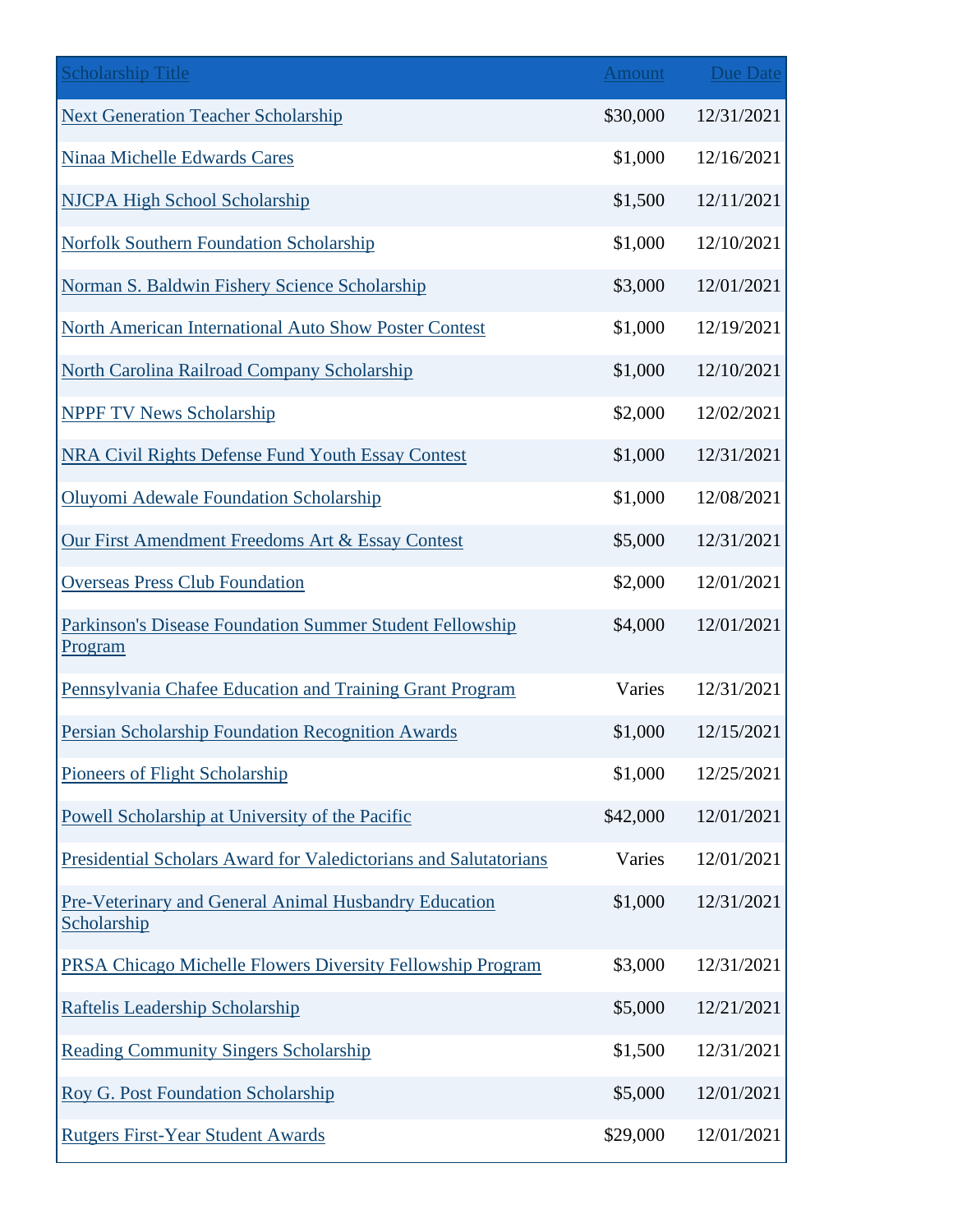| Scholarship Title | Amount | Due Date |
| --- | --- | --- |
| Next Generation Teacher Scholarship | $30,000 | 12/31/2021 |
| Ninaa Michelle Edwards Cares | $1,000 | 12/16/2021 |
| NJCPA High School Scholarship | $1,500 | 12/11/2021 |
| Norfolk Southern Foundation Scholarship | $1,000 | 12/10/2021 |
| Norman S. Baldwin Fishery Science Scholarship | $3,000 | 12/01/2021 |
| North American International Auto Show Poster Contest | $1,000 | 12/19/2021 |
| North Carolina Railroad Company Scholarship | $1,000 | 12/10/2021 |
| NPPF TV News Scholarship | $2,000 | 12/02/2021 |
| NRA Civil Rights Defense Fund Youth Essay Contest | $1,000 | 12/31/2021 |
| Oluyomi Adewale Foundation Scholarship | $1,000 | 12/08/2021 |
| Our First Amendment Freedoms Art & Essay Contest | $5,000 | 12/31/2021 |
| Overseas Press Club Foundation | $2,000 | 12/01/2021 |
| Parkinson's Disease Foundation Summer Student Fellowship Program | $4,000 | 12/01/2021 |
| Pennsylvania Chafee Education and Training Grant Program | Varies | 12/31/2021 |
| Persian Scholarship Foundation Recognition Awards | $1,000 | 12/15/2021 |
| Pioneers of Flight Scholarship | $1,000 | 12/25/2021 |
| Powell Scholarship at University of the Pacific | $42,000 | 12/01/2021 |
| Presidential Scholars Award for Valedictorians and Salutatorians | Varies | 12/01/2021 |
| Pre-Veterinary and General Animal Husbandry Education Scholarship | $1,000 | 12/31/2021 |
| PRSA Chicago Michelle Flowers Diversity Fellowship Program | $3,000 | 12/31/2021 |
| Raftelis Leadership Scholarship | $5,000 | 12/21/2021 |
| Reading Community Singers Scholarship | $1,500 | 12/31/2021 |
| Roy G. Post Foundation Scholarship | $5,000 | 12/01/2021 |
| Rutgers First-Year Student Awards | $29,000 | 12/01/2021 |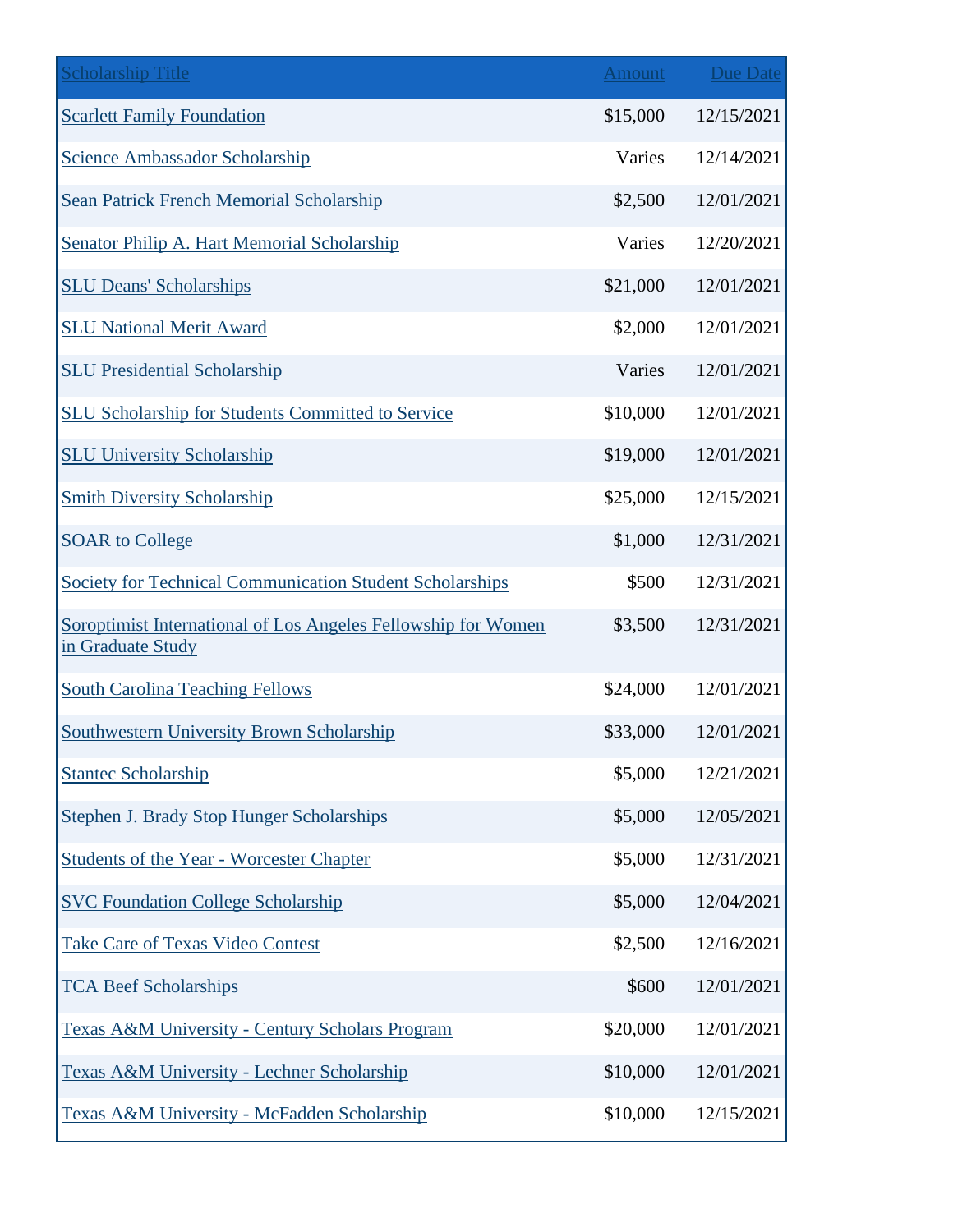| Scholarship Title | Amount | Due Date |
| --- | --- | --- |
| Scarlett Family Foundation | $15,000 | 12/15/2021 |
| Science Ambassador Scholarship | Varies | 12/14/2021 |
| Sean Patrick French Memorial Scholarship | $2,500 | 12/01/2021 |
| Senator Philip A. Hart Memorial Scholarship | Varies | 12/20/2021 |
| SLU Deans' Scholarships | $21,000 | 12/01/2021 |
| SLU National Merit Award | $2,000 | 12/01/2021 |
| SLU Presidential Scholarship | Varies | 12/01/2021 |
| SLU Scholarship for Students Committed to Service | $10,000 | 12/01/2021 |
| SLU University Scholarship | $19,000 | 12/01/2021 |
| Smith Diversity Scholarship | $25,000 | 12/15/2021 |
| SOAR to College | $1,000 | 12/31/2021 |
| Society for Technical Communication Student Scholarships | $500 | 12/31/2021 |
| Soroptimist International of Los Angeles Fellowship for Women in Graduate Study | $3,500 | 12/31/2021 |
| South Carolina Teaching Fellows | $24,000 | 12/01/2021 |
| Southwestern University Brown Scholarship | $33,000 | 12/01/2021 |
| Stantec Scholarship | $5,000 | 12/21/2021 |
| Stephen J. Brady Stop Hunger Scholarships | $5,000 | 12/05/2021 |
| Students of the Year - Worcester Chapter | $5,000 | 12/31/2021 |
| SVC Foundation College Scholarship | $5,000 | 12/04/2021 |
| Take Care of Texas Video Contest | $2,500 | 12/16/2021 |
| TCA Beef Scholarships | $600 | 12/01/2021 |
| Texas A&M University - Century Scholars Program | $20,000 | 12/01/2021 |
| Texas A&M University - Lechner Scholarship | $10,000 | 12/01/2021 |
| Texas A&M University - McFadden Scholarship | $10,000 | 12/15/2021 |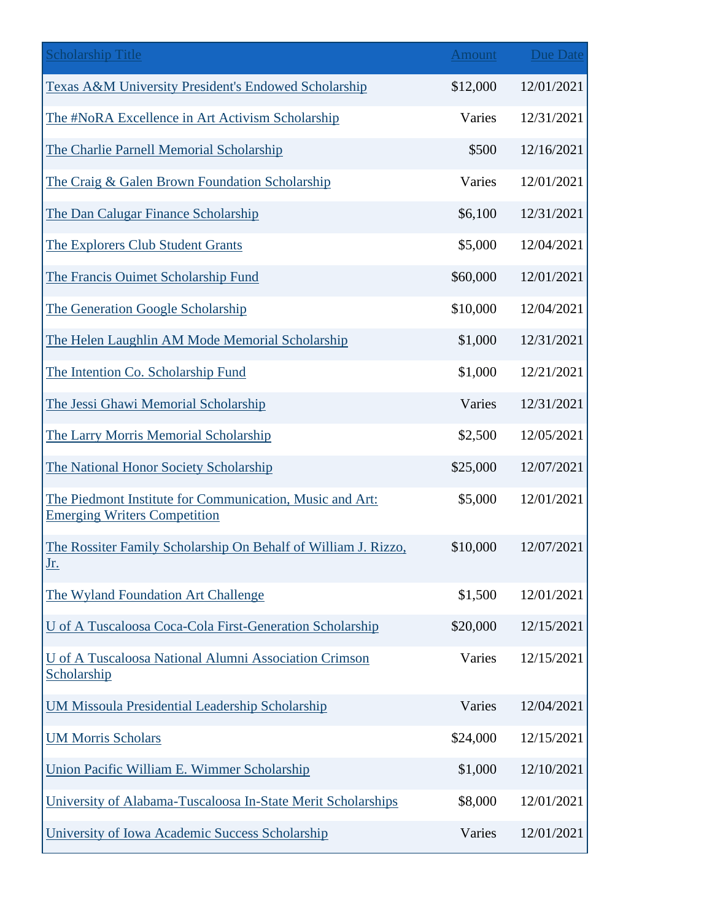| Scholarship Title | Amount | Due Date |
|---|---|---|
| Texas A&M University President's Endowed Scholarship | $12,000 | 12/01/2021 |
| The #NoRA Excellence in Art Activism Scholarship | Varies | 12/31/2021 |
| The Charlie Parnell Memorial Scholarship | $500 | 12/16/2021 |
| The Craig & Galen Brown Foundation Scholarship | Varies | 12/01/2021 |
| The Dan Calugar Finance Scholarship | $6,100 | 12/31/2021 |
| The Explorers Club Student Grants | $5,000 | 12/04/2021 |
| The Francis Ouimet Scholarship Fund | $60,000 | 12/01/2021 |
| The Generation Google Scholarship | $10,000 | 12/04/2021 |
| The Helen Laughlin AM Mode Memorial Scholarship | $1,000 | 12/31/2021 |
| The Intention Co. Scholarship Fund | $1,000 | 12/21/2021 |
| The Jessi Ghawi Memorial Scholarship | Varies | 12/31/2021 |
| The Larry Morris Memorial Scholarship | $2,500 | 12/05/2021 |
| The National Honor Society Scholarship | $25,000 | 12/07/2021 |
| The Piedmont Institute for Communication, Music and Art: Emerging Writers Competition | $5,000 | 12/01/2021 |
| The Rossiter Family Scholarship On Behalf of William J. Rizzo, Jr. | $10,000 | 12/07/2021 |
| The Wyland Foundation Art Challenge | $1,500 | 12/01/2021 |
| U of A Tuscaloosa Coca-Cola First-Generation Scholarship | $20,000 | 12/15/2021 |
| U of A Tuscaloosa National Alumni Association Crimson Scholarship | Varies | 12/15/2021 |
| UM Missoula Presidential Leadership Scholarship | Varies | 12/04/2021 |
| UM Morris Scholars | $24,000 | 12/15/2021 |
| Union Pacific William E. Wimmer Scholarship | $1,000 | 12/10/2021 |
| University of Alabama-Tuscaloosa In-State Merit Scholarships | $8,000 | 12/01/2021 |
| University of Iowa Academic Success Scholarship | Varies | 12/01/2021 |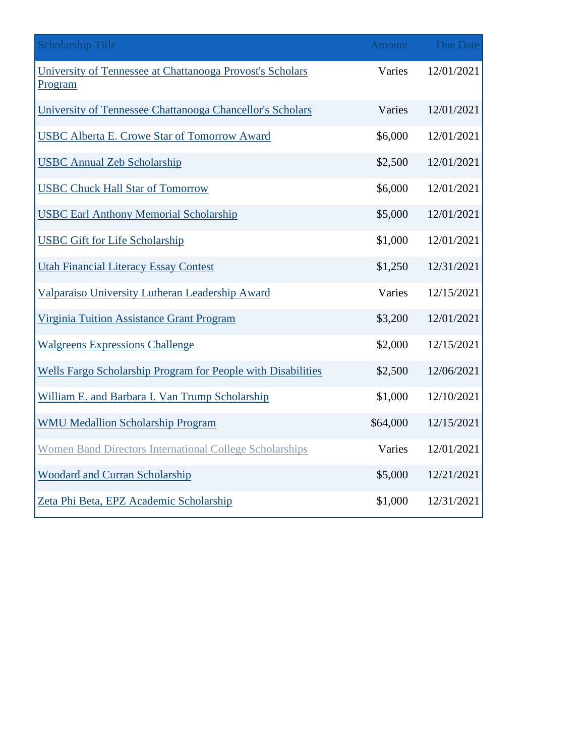| Scholarship Title | Amount | Due Date |
| --- | --- | --- |
| University of Tennessee at Chattanooga Provost's Scholars Program | Varies | 12/01/2021 |
| University of Tennessee Chattanooga Chancellor's Scholars | Varies | 12/01/2021 |
| USBC Alberta E. Crowe Star of Tomorrow Award | $6,000 | 12/01/2021 |
| USBC Annual Zeb Scholarship | $2,500 | 12/01/2021 |
| USBC Chuck Hall Star of Tomorrow | $6,000 | 12/01/2021 |
| USBC Earl Anthony Memorial Scholarship | $5,000 | 12/01/2021 |
| USBC Gift for Life Scholarship | $1,000 | 12/01/2021 |
| Utah Financial Literacy Essay Contest | $1,250 | 12/31/2021 |
| Valparaiso University Lutheran Leadership Award | Varies | 12/15/2021 |
| Virginia Tuition Assistance Grant Program | $3,200 | 12/01/2021 |
| Walgreens Expressions Challenge | $2,000 | 12/15/2021 |
| Wells Fargo Scholarship Program for People with Disabilities | $2,500 | 12/06/2021 |
| William E. and Barbara I. Van Trump Scholarship | $1,000 | 12/10/2021 |
| WMU Medallion Scholarship Program | $64,000 | 12/15/2021 |
| Women Band Directors International College Scholarships | Varies | 12/01/2021 |
| Woodard and Curran Scholarship | $5,000 | 12/21/2021 |
| Zeta Phi Beta, EPZ Academic Scholarship | $1,000 | 12/31/2021 |